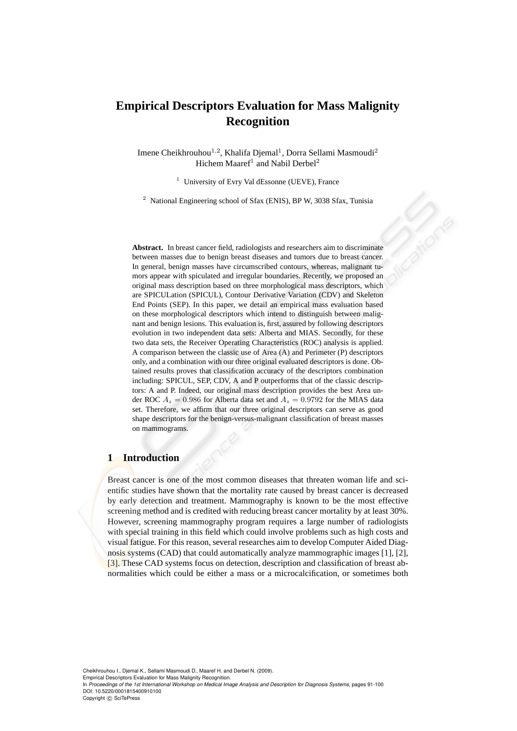# Empirical Descriptors Evaluation for Mass Malignity Recognition

Imene Cheikhrouhou[1,2], Khalifa Djemal[1], Dorra Sellami Masmoudi[2]
Hichem Maaref[1] and Nabil Derbel[2]

[1] University of Evry Val dEssonne (UEVE), France

[2] National Engineering school of Sfax (ENIS), BP W, 3038 Sfax, Tunisia

**Abstract.** In breast cancer field, radiologists and researchers aim to discriminate between masses due to benign breast diseases and tumors due to breast cancer. In general, benign masses have circumscribed contours, whereas, malignant tumors appear with spiculated and irregular boundaries. Recently, we proposed an original mass description based on three morphological mass descriptors, which are SPICULation (SPICUL), Contour Derivative Variation (CDV) and Skeleton End Points (SEP). In this paper, we detail an empirical mass evaluation based on these morphological descriptors which intend to distinguish between malignant and benign lesions. This evaluation is, first, assured by following descriptors evolution in two independent data sets: Alberta and MIAS. Secondly, for these two data sets, the Receiver Operating Characteristics (ROC) analysis is applied. A comparison between the classic use of Area (A) and Perimeter (P) descriptors only, and a combination with our three original evaluated descriptors is done. Obtained results proves that classification accuracy of the descriptors combination including: SPICUL, SEP, CDV, A and P outperforms that of the classic descriptors: A and P. Indeed, our original mass description provides the best Area under ROC $A_z = 0.986$ for Alberta data set and $A_z = 0.9792$ for the MIAS data set. Therefore, we affirm that our three original descriptors can serve as good shape descriptors for the benign-versus-malignant classification of breast masses on mammograms.

## 1 Introduction

Breast cancer is one of the most common diseases that threaten woman life and scientific studies have shown that the mortality rate caused by breast cancer is decreased by early detection and treatment. Mammography is known to be the most effective screening method and is credited with reducing breast cancer mortality by at least 30%. However, screening mammography program requires a large number of radiologists with special training in this field which could involve problems such as high costs and visual fatigue. For this reason, several researches aim to develop Computer Aided Diagnosis systems (CAD) that could automatically analyze mammographic images [1], [2], [3]. These CAD systems focus on detection, description and classification of breast abnormalities which could be either a mass or a microcalcification, or sometimes both

Cheikhrouhou I., Djemal K., Sellami Masmoudi D., Maaref H. and Derbel N. (2009).
Empirical Descriptors Evaluation for Mass Malignity Recognition.
In *Proceedings of the 1st International Workshop on Medical Image Analysis and Description for Diagnosis Systems*, pages 91-100
DOI: 10.5220/0001815400910100
Copyright © SciTePress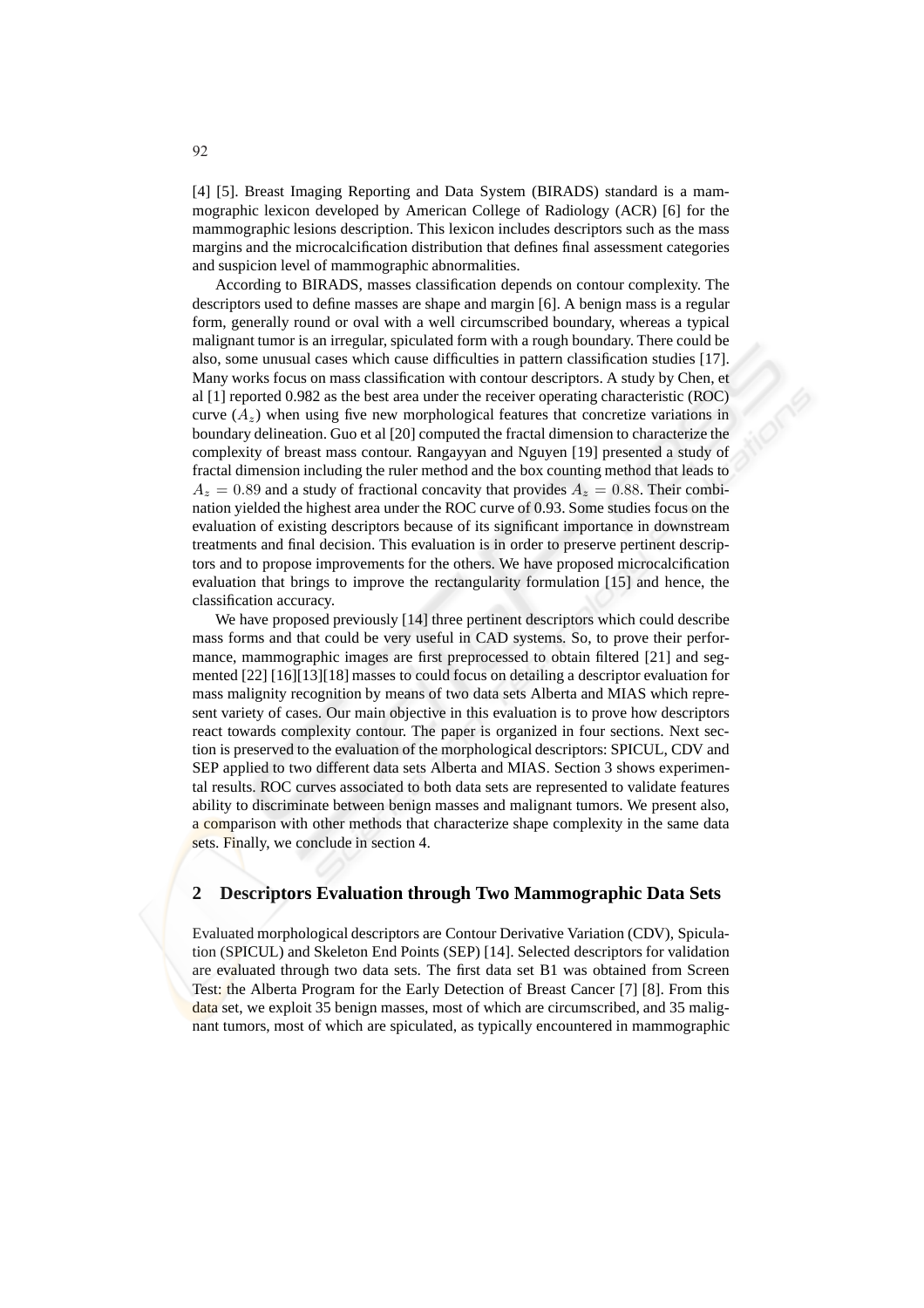[4] [5]. Breast Imaging Reporting and Data System (BIRADS) standard is a mammographic lexicon developed by American College of Radiology (ACR) [6] for the mammographic lesions description. This lexicon includes descriptors such as the mass margins and the microcalcification distribution that defines final assessment categories and suspicion level of mammographic abnormalities.

According to BIRADS, masses classification depends on contour complexity. The descriptors used to define masses are shape and margin [6]. A benign mass is a regular form, generally round or oval with a well circumscribed boundary, whereas a typical malignant tumor is an irregular, spiculated form with a rough boundary. There could be also, some unusual cases which cause difficulties in pattern classification studies [17]. Many works focus on mass classification with contour descriptors. A study by Chen, et al [1] reported 0.982 as the best area under the receiver operating characteristic (ROC) curve ($A_z$) when using five new morphological features that concretize variations in boundary delineation. Guo et al [20] computed the fractal dimension to characterize the complexity of breast mass contour. Rangayyan and Nguyen [19] presented a study of fractal dimension including the ruler method and the box counting method that leads to $A_z = 0.89$ and a study of fractional concavity that provides $A_z = 0.88$. Their combination yielded the highest area under the ROC curve of 0.93. Some studies focus on the evaluation of existing descriptors because of its significant importance in downstream treatments and final decision. This evaluation is in order to preserve pertinent descriptors and to propose improvements for the others. We have proposed microcalcification evaluation that brings to improve the rectangularity formulation [15] and hence, the classification accuracy.

We have proposed previously [14] three pertinent descriptors which could describe mass forms and that could be very useful in CAD systems. So, to prove their performance, mammographic images are first preprocessed to obtain filtered [21] and segmented [22] [16][13][18] masses to could focus on detailing a descriptor evaluation for mass malignity recognition by means of two data sets Alberta and MIAS which represent variety of cases. Our main objective in this evaluation is to prove how descriptors react towards complexity contour. The paper is organized in four sections. Next section is preserved to the evaluation of the morphological descriptors: SPICUL, CDV and SEP applied to two different data sets Alberta and MIAS. Section 3 shows experimental results. ROC curves associated to both data sets are represented to validate features ability to discriminate between benign masses and malignant tumors. We present also, a comparison with other methods that characterize shape complexity in the same data sets. Finally, we conclude in section 4.

## 2 Descriptors Evaluation through Two Mammographic Data Sets

Evaluated morphological descriptors are Contour Derivative Variation (CDV), Spiculation (SPICUL) and Skeleton End Points (SEP) [14]. Selected descriptors for validation are evaluated through two data sets. The first data set B1 was obtained from Screen Test: the Alberta Program for the Early Detection of Breast Cancer [7] [8]. From this data set, we exploit 35 benign masses, most of which are circumscribed, and 35 malignant tumors, most of which are spiculated, as typically encountered in mammographic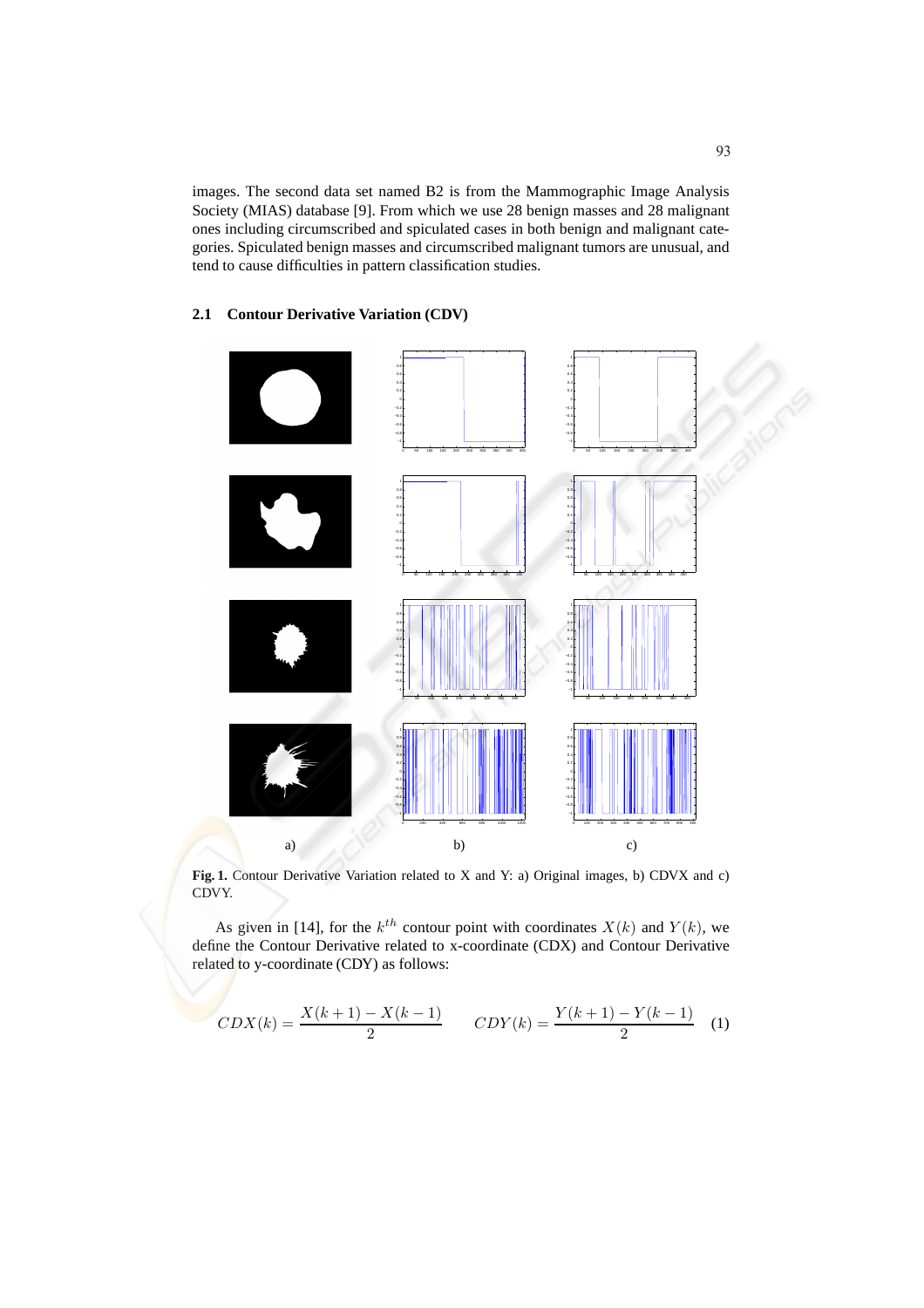images. The second data set named B2 is from the Mammographic Image Analysis Society (MIAS) database [9]. From which we use 28 benign masses and 28 malignant ones including circumscribed and spiculated cases in both benign and malignant categories. Spiculated benign masses and circumscribed malignant tumors are unusual, and tend to cause difficulties in pattern classification studies.

### 2.1 Contour Derivative Variation (CDV)

**Fig. 1.** Contour Derivative Variation related to X and Y: a) Original images, b) CDVX and c) CDVY.

As given in [14], for the $k^{th}$ contour point with coordinates $X(k)$ and $Y(k)$, we define the Contour Derivative related to x-coordinate (CDX) and Contour Derivative related to y-coordinate (CDY) as follows:

$$CDX(k) = \frac{X(k+1) - X(k-1)}{2} \qquad CDY(k) = \frac{Y(k+1) - Y(k-1)}{2} \quad (1)$$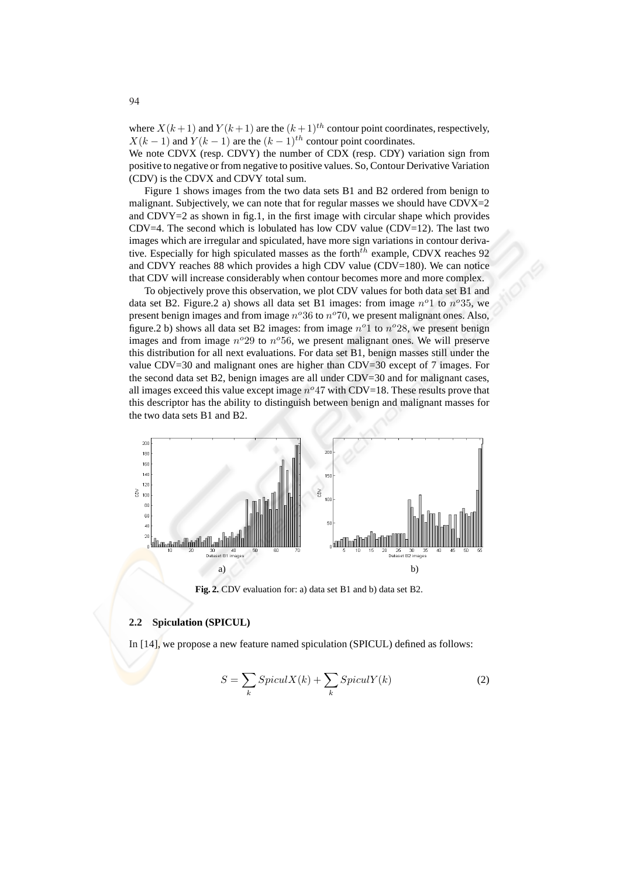where $X(k+1)$ and $Y(k+1)$ are the $(k+1)^{th}$ contour point coordinates, respectively, $X(k-1)$ and $Y(k-1)$ are the $(k-1)^{th}$ contour point coordinates.

We note CDVX (resp. CDVY) the number of CDX (resp. CDY) variation sign from positive to negative or from negative to positive values. So, Contour Derivative Variation (CDV) is the CDVX and CDVY total sum.

Figure 1 shows images from the two data sets B1 and B2 ordered from benign to malignant. Subjectively, we can note that for regular masses we should have CDVX=2 and CDVY=2 as shown in fig.1, in the first image with circular shape which provides CDV=4. The second which is lobulated has low CDV value (CDV=12). The last two images which are irregular and spiculated, have more sign variations in contour derivative. Especially for high spiculated masses as the forth$^{th}$ example, CDVX reaches 92 and CDVY reaches 88 which provides a high CDV value (CDV=180). We can notice that CDV will increase considerably when contour becomes more and more complex.

To objectively prove this observation, we plot CDV values for both data set B1 and data set B2. Figure.2 a) shows all data set B1 images: from image $n^o1$ to $n^o35$, we present benign images and from image $n^o36$ to $n^o70$, we present malignant ones. Also, figure.2 b) shows all data set B2 images: from image $n^o1$ to $n^o28$, we present benign images and from image $n^o29$ to $n^o56$, we present malignant ones. We will preserve this distribution for all next evaluations. For data set B1, benign masses still under the value CDV=30 and malignant ones are higher than CDV=30 except of 7 images. For the second data set B2, benign images are all under CDV=30 and for malignant cases, all images exceed this value except image $n^o47$ with CDV=18. These results prove that this descriptor has the ability to distinguish between benign and malignant masses for the two data sets B1 and B2.

**Fig. 2.** CDV evaluation for: a) data set B1 and b) data set B2.

### 2.2 Spiculation (SPICUL)

In [14], we propose a new feature named spiculation (SPICUL) defined as follows:

$$S = \sum_{k} SpiculX(k) + \sum_{k} SpiculY(k) \tag{2}$$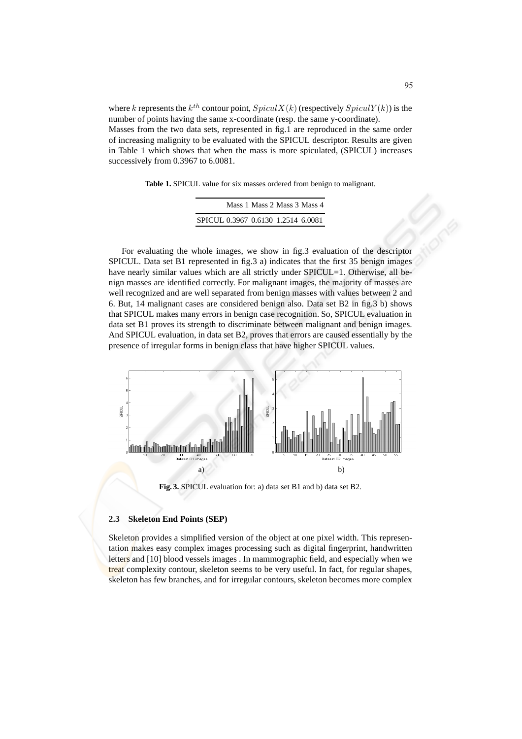where $k$ represents the $k^{th}$ contour point, $SpiculX(k)$ (respectively $SpiculY(k)$) is the number of points having the same x-coordinate (resp. the same y-coordinate).
Masses from the two data sets, represented in fig.1 are reproduced in the same order of increasing malignity to be evaluated with the SPICUL descriptor. Results are given in Table 1 which shows that when the mass is more spiculated, (SPICUL) increases successively from 0.3967 to 6.0081.

**Table 1.** SPICUL value for six masses ordered from benign to malignant.

| | Mass 1 | Mass 2 | Mass 3 | Mass 4 |
|---|---|---|---|---|
| SPICUL | 0.3967 | 0.6130 | 1.2514 | 6.0081 |

For evaluating the whole images, we show in fig.3 evaluation of the descriptor SPICUL. Data set B1 represented in fig.3 a) indicates that the first 35 benign images have nearly similar values which are all strictly under SPICUL=1. Otherwise, all benign masses are identified correctly. For malignant images, the majority of masses are well recognized and are well separated from benign masses with values between 2 and 6. But, 14 malignant cases are considered benign also. Data set B2 in fig.3 b) shows that SPICUL makes many errors in benign case recognition. So, SPICUL evaluation in data set B1 proves its strength to discriminate between malignant and benign images. And SPICUL evaluation, in data set B2, proves that errors are caused essentially by the presence of irregular forms in benign class that have higher SPICUL values.

**Fig. 3.** SPICUL evaluation for: a) data set B1 and b) data set B2.

### 2.3 Skeleton End Points (SEP)

Skeleton provides a simplified version of the object at one pixel width. This representation makes easy complex images processing such as digital fingerprint, handwritten letters and [10] blood vessels images . In mammographic field, and especially when we treat complexity contour, skeleton seems to be very useful. In fact, for regular shapes, skeleton has few branches, and for irregular contours, skeleton becomes more complex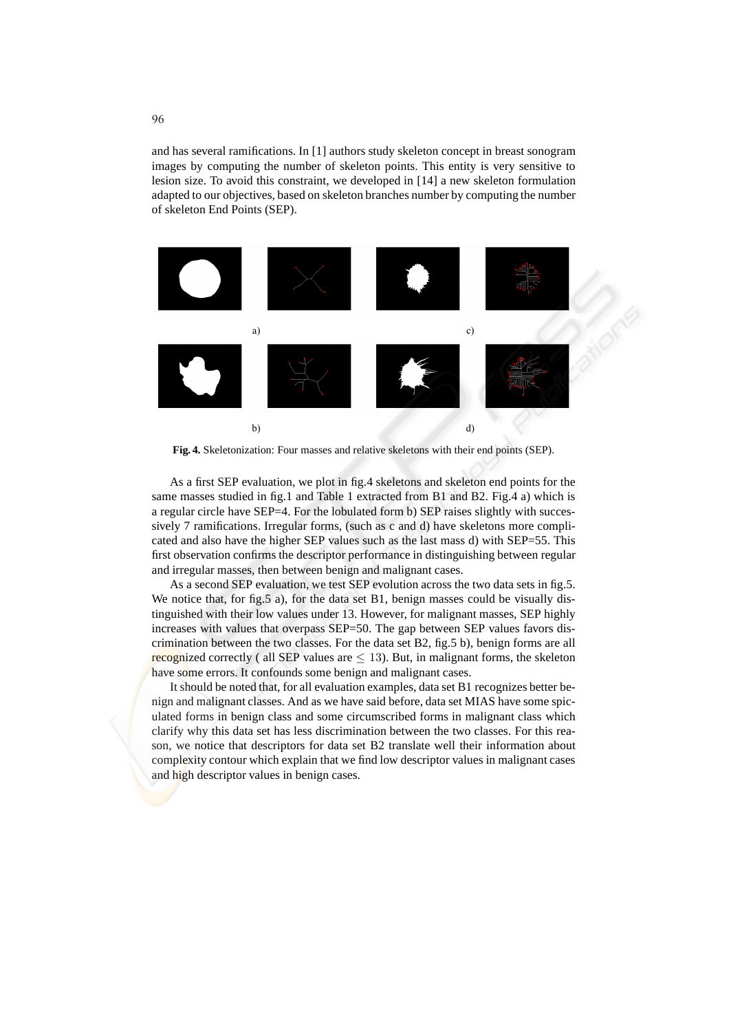and has several ramifications. In [1] authors study skeleton concept in breast sonogram images by computing the number of skeleton points. This entity is very sensitive to lesion size. To avoid this constraint, we developed in [14] a new skeleton formulation adapted to our objectives, based on skeleton branches number by computing the number of skeleton End Points (SEP).

a) c)

b) d)

**Fig. 4.** Skeletonization: Four masses and relative skeletons with their end points (SEP).

As a first SEP evaluation, we plot in fig.4 skeletons and skeleton end points for the same masses studied in fig.1 and Table 1 extracted from B1 and B2. Fig.4 a) which is a regular circle have SEP=4. For the lobulated form b) SEP raises slightly with successively 7 ramifications. Irregular forms, (such as c and d) have skeletons more complicated and also have the higher SEP values such as the last mass d) with SEP=55. This first observation confirms the descriptor performance in distinguishing between regular and irregular masses, then between benign and malignant cases.

As a second SEP evaluation, we test SEP evolution across the two data sets in fig.5. We notice that, for fig.5 a), for the data set B1, benign masses could be visually distinguished with their low values under 13. However, for malignant masses, SEP highly increases with values that overpass SEP=50. The gap between SEP values favors discrimination between the two classes. For the data set B2, fig.5 b), benign forms are all recognized correctly ( all SEP values are $\leq 13$). But, in malignant forms, the skeleton have some errors. It confounds some benign and malignant cases.

It should be noted that, for all evaluation examples, data set B1 recognizes better benign and malignant classes. And as we have said before, data set MIAS have some spiculated forms in benign class and some circumscribed forms in malignant class which clarify why this data set has less discrimination between the two classes. For this reason, we notice that descriptors for data set B2 translate well their information about complexity contour which explain that we find low descriptor values in malignant cases and high descriptor values in benign cases.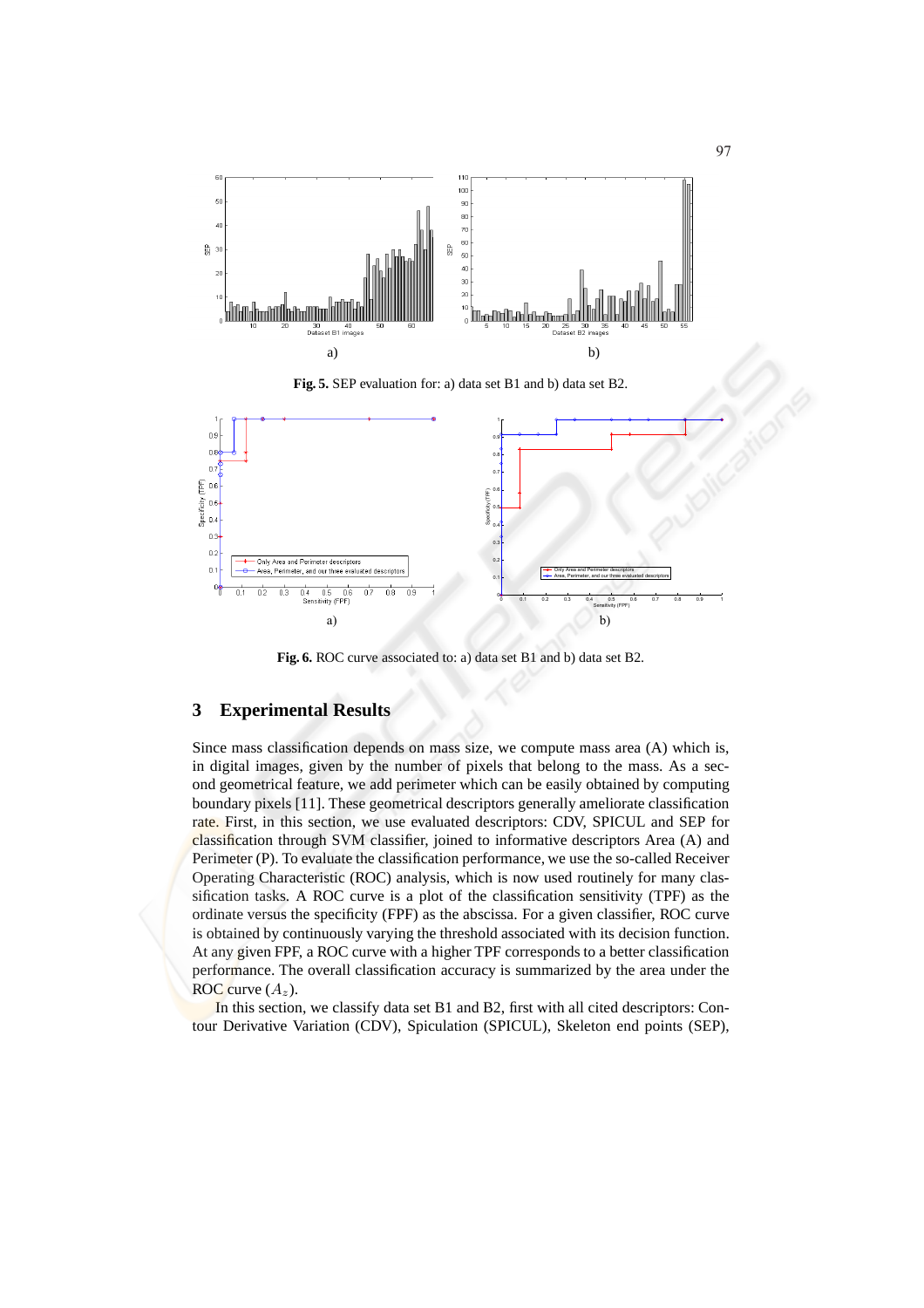a) b)

**Fig. 5.** SEP evaluation for: a) data set B1 and b) data set B2.

a) b)

**Fig. 6.** ROC curve associated to: a) data set B1 and b) data set B2.

## 3 Experimental Results

Since mass classification depends on mass size, we compute mass area (A) which is, in digital images, given by the number of pixels that belong to the mass. As a second geometrical feature, we add perimeter which can be easily obtained by computing boundary pixels [11]. These geometrical descriptors generally ameliorate classification rate. First, in this section, we use evaluated descriptors: CDV, SPICUL and SEP for classification through SVM classifier, joined to informative descriptors Area (A) and Perimeter (P). To evaluate the classification performance, we use the so-called Receiver Operating Characteristic (ROC) analysis, which is now used routinely for many classification tasks. A ROC curve is a plot of the classification sensitivity (TPF) as the ordinate versus the specificity (FPF) as the abscissa. For a given classifier, ROC curve is obtained by continuously varying the threshold associated with its decision function. At any given FPF, a ROC curve with a higher TPF corresponds to a better classification performance. The overall classification accuracy is summarized by the area under the ROC curve ($A_z$).

In this section, we classify data set B1 and B2, first with all cited descriptors: Contour Derivative Variation (CDV), Spiculation (SPICUL), Skeleton end points (SEP),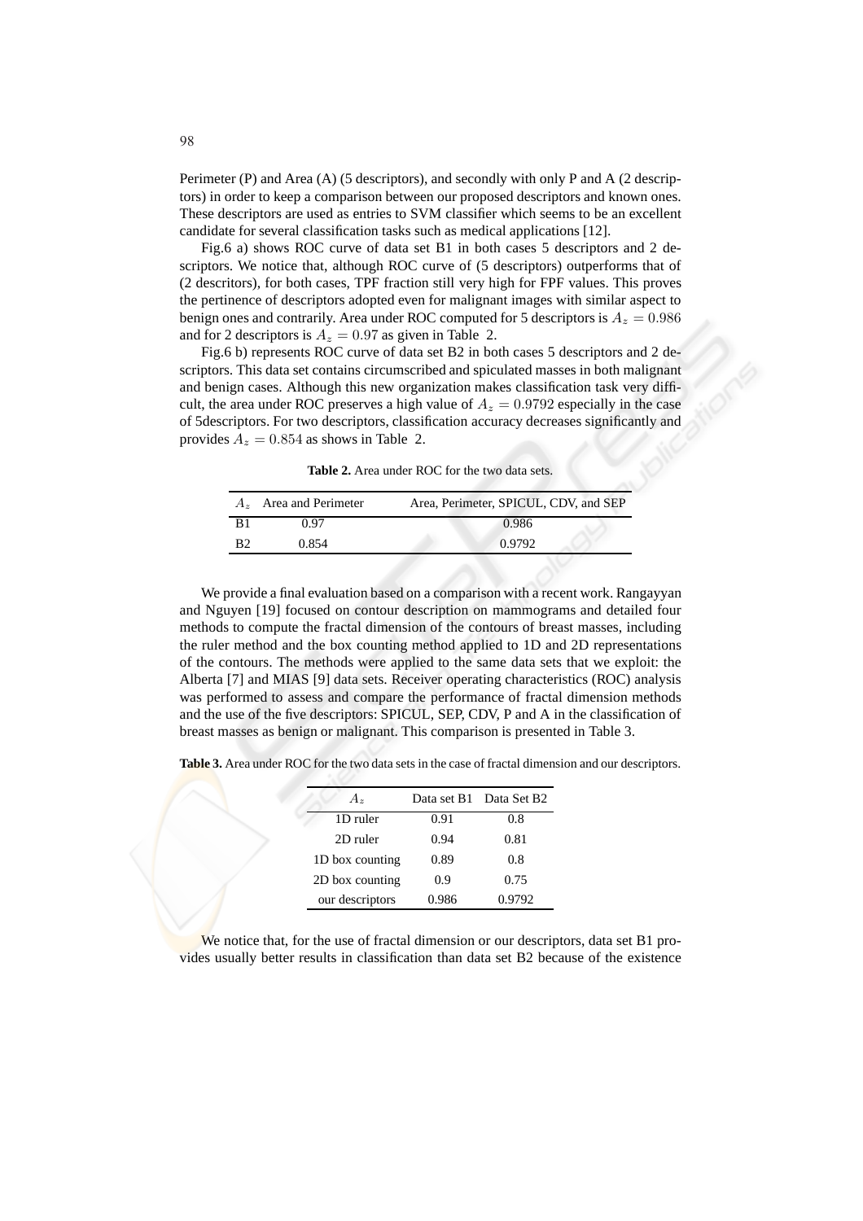Perimeter (P) and Area (A) (5 descriptors), and secondly with only P and A (2 descriptors) in order to keep a comparison between our proposed descriptors and known ones. These descriptors are used as entries to SVM classifier which seems to be an excellent candidate for several classification tasks such as medical applications [12].

Fig.6 a) shows ROC curve of data set B1 in both cases 5 descriptors and 2 descriptors. We notice that, although ROC curve of (5 descriptors) outperforms that of (2 descritors), for both cases, TPF fraction still very high for FPF values. This proves the pertinence of descriptors adopted even for malignant images with similar aspect to benign ones and contrarily. Area under ROC computed for 5 descriptors is $A_z = 0.986$ and for 2 descriptors is $A_z = 0.97$ as given in Table 2.

Fig.6 b) represents ROC curve of data set B2 in both cases 5 descriptors and 2 descriptors. This data set contains circumscribed and spiculated masses in both malignant and benign cases. Although this new organization makes classification task very difficult, the area under ROC preserves a high value of $A_z = 0.9792$ especially in the case of 5descriptors. For two descriptors, classification accuracy decreases significantly and provides $A_z = 0.854$ as shows in Table 2.

**Table 2.** Area under ROC for the two data sets.

| $A_z$ | Area and Perimeter | Area, Perimeter, SPICUL, CDV, and SEP |
|---|---|---|
| B1 | 0.97 | 0.986 |
| B2 | 0.854 | 0.9792 |

We provide a final evaluation based on a comparison with a recent work. Rangayyan and Nguyen [19] focused on contour description on mammograms and detailed four methods to compute the fractal dimension of the contours of breast masses, including the ruler method and the box counting method applied to 1D and 2D representations of the contours. The methods were applied to the same data sets that we exploit: the Alberta [7] and MIAS [9] data sets. Receiver operating characteristics (ROC) analysis was performed to assess and compare the performance of fractal dimension methods and the use of the five descriptors: SPICUL, SEP, CDV, P and A in the classification of breast masses as benign or malignant. This comparison is presented in Table 3.

**Table 3.** Area under ROC for the two data sets in the case of fractal dimension and our descriptors.

| $A_z$ | Data set B1 | Data Set B2 |
|---|---|---|
| 1D ruler | 0.91 | 0.8 |
| 2D ruler | 0.94 | 0.81 |
| 1D box counting | 0.89 | 0.8 |
| 2D box counting | 0.9 | 0.75 |
| our descriptors | 0.986 | 0.9792 |

We notice that, for the use of fractal dimension or our descriptors, data set B1 provides usually better results in classification than data set B2 because of the existence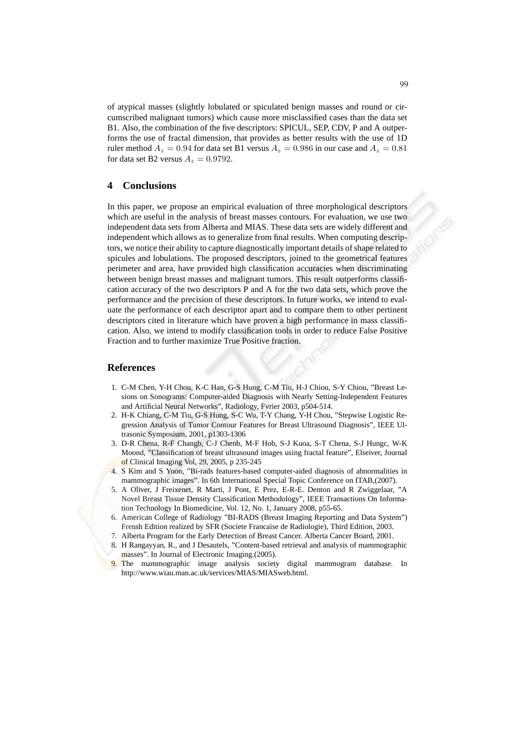of atypical masses (slightly lobulated or spiculated benign masses and round or circumscribed malignant tumors) which cause more misclassified cases than the data set B1. Also, the combination of the five descriptors: SPICUL, SEP, CDV, P and A outperforms the use of fractal dimension, that provides as better results with the use of 1D ruler method $A_z = 0.94$ for data set B1 versus $A_z = 0.986$ in our case and $A_z = 0.81$ for data set B2 versus $A_z = 0.9792$.

## 4 Conclusions

In this paper, we propose an empirical evaluation of three morphological descriptors which are useful in the analysis of breast masses contours. For evaluation, we use two independent data sets from Alberta and MIAS. These data sets are widely different and independent which allows as to generalize from final results. When computing descriptors, we notice their ability to capture diagnostically important details of shape related to spicules and lobulations. The proposed descriptors, joined to the geometrical features perimeter and area, have provided high classification accuracies when discriminating between benign breast masses and malignant tumors. This result outperforms classification accuracy of the two descriptors P and A for the two data sets, which prove the performance and the precision of these descriptors. In future works, we intend to evaluate the performance of each descriptor apart and to compare them to other pertinent descriptors cited in literature which have proven a high performance in mass classification. Also, we intend to modify classification tools in order to reduce False Positive Fraction and to further maximize True Positive fraction.

## References

1. C-M Chen, Y-H Chou, K-C Han, G-S Hung, C-M Tiu, H-J Chiou, S-Y Chiou, "Breast Lesions on Sonograms: Computer-aided Diagnosis with Nearly Setting-Independent Features and Artificial Neural Networks", Radiology, Fvrier 2003, p504-514.
2. H-K Chiang, C-M Tiu, G-S Hung, S-C Wu, T-Y Chang, Y-H Chou, "Stepwise Logistic Regression Analysis of Tumor Contour Features for Breast Ultrasound Diagnosis", IEEE Ultrasonic Symposium, 2001, p1303-1306
3. D-R Chena, R-F Changb, C-J Chenb, M-F Hob, S-J Kuoa, S-T Chena, S-J Hungc, W-K Moond, "Classification of breast ultrasound images using fractal feature", Elseiver, Journal of Clinical Imaging Vol, 29, 2005, p 235-245
4. S Kim and S Yoon, "Bi-rads features-based computer-aided diagnosis of abnormalities in mammographic images". In 6th International Special Topic Conference on ITAB,(2007).
5. A Oliver, J Freixenet, R Marti, J Pont, E Prez, E-R-E. Denton and R Zwiggelaar, "A Novel Breast Tissue Density Classification Methodology", IEEE Transactions On Information Technology In Biomedicine, Vol. 12, No. 1, January 2008, p55-65.
6. American College of Radiology "BI-RADS (Breast Imaging Reporting and Data System") Frensh Edition realized by SFR (Societe Francaise de Radiologie), Third Edition, 2003.
7. Alberta Program for the Early Detection of Breast Cancer. Alberta Cancer Board, 2001.
8. H Rangayyan, R., and J Desautels, "Content-based retrieval and analysis of mammographic masses". In Journal of Electronic Imaging.(2005).
9. The mammographic image analysis society digital mammogram database. In http://www.wiau.man.ac.uk/services/MIAS/MIASweb.html.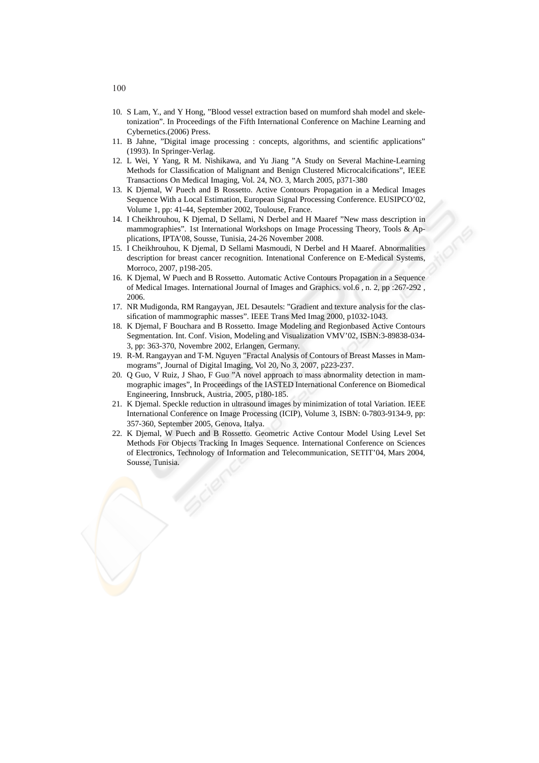10. S Lam, Y., and Y Hong, "Blood vessel extraction based on mumford shah model and skeletonization". In Proceedings of the Fifth International Conference on Machine Learning and Cybernetics.(2006) Press.
11. B Jahne, "Digital image processing : concepts, algorithms, and scientific applications" (1993). In Springer-Verlag.
12. L Wei, Y Yang, R M. Nishikawa, and Yu Jiang "A Study on Several Machine-Learning Methods for Classification of Malignant and Benign Clustered Microcalcifications", IEEE Transactions On Medical Imaging, Vol. 24, NO. 3, March 2005, p371-380
13. K Djemal, W Puech and B Rossetto. Active Contours Propagation in a Medical Images Sequence With a Local Estimation, European Signal Processing Conference. EUSIPCO'02, Volume 1, pp: 41-44, September 2002, Toulouse, France.
14. I Cheikhrouhou, K Djemal, D Sellami, N Derbel and H Maaref "New mass description in mammographies". 1st International Workshops on Image Processing Theory, Tools & Applications, IPTA'08, Sousse, Tunisia, 24-26 November 2008.
15. I Cheikhrouhou, K Djemal, D Sellami Masmoudi, N Derbel and H Maaref. Abnormalities description for breast cancer recognition. Intenational Conference on E-Medical Systems, Morroco, 2007, p198-205.
16. K Djemal, W Puech and B Rossetto. Automatic Active Contours Propagation in a Sequence of Medical Images. International Journal of Images and Graphics. vol.6 , n. 2, pp :267-292 , 2006.
17. NR Mudigonda, RM Rangayyan, JEL Desautels: "Gradient and texture analysis for the classification of mammographic masses". IEEE Trans Med Imag 2000, p1032-1043.
18. K Djemal, F Bouchara and B Rossetto. Image Modeling and Regionbased Active Contours Segmentation. Int. Conf. Vision, Modeling and Visualization VMV'02, ISBN:3-89838-034-3, pp: 363-370, Novembre 2002, Erlangen, Germany.
19. R-M. Rangayyan and T-M. Nguyen "Fractal Analysis of Contours of Breast Masses in Mammograms", Journal of Digital Imaging, Vol 20, No 3, 2007, p223-237.
20. Q Guo, V Ruiz, J Shao, F Guo "A novel approach to mass abnormality detection in mammographic images", In Proceedings of the IASTED International Conference on Biomedical Engineering, Innsbruck, Austria, 2005, p180-185.
21. K Djemal. Speckle reduction in ultrasound images by minimization of total Variation. IEEE International Conference on Image Processing (ICIP), Volume 3, ISBN: 0-7803-9134-9, pp: 357-360, September 2005, Genova, Italya.
22. K Djemal, W Puech and B Rossetto. Geometric Active Contour Model Using Level Set Methods For Objects Tracking In Images Sequence. International Conference on Sciences of Electronics, Technology of Information and Telecommunication, SETIT'04, Mars 2004, Sousse, Tunisia.